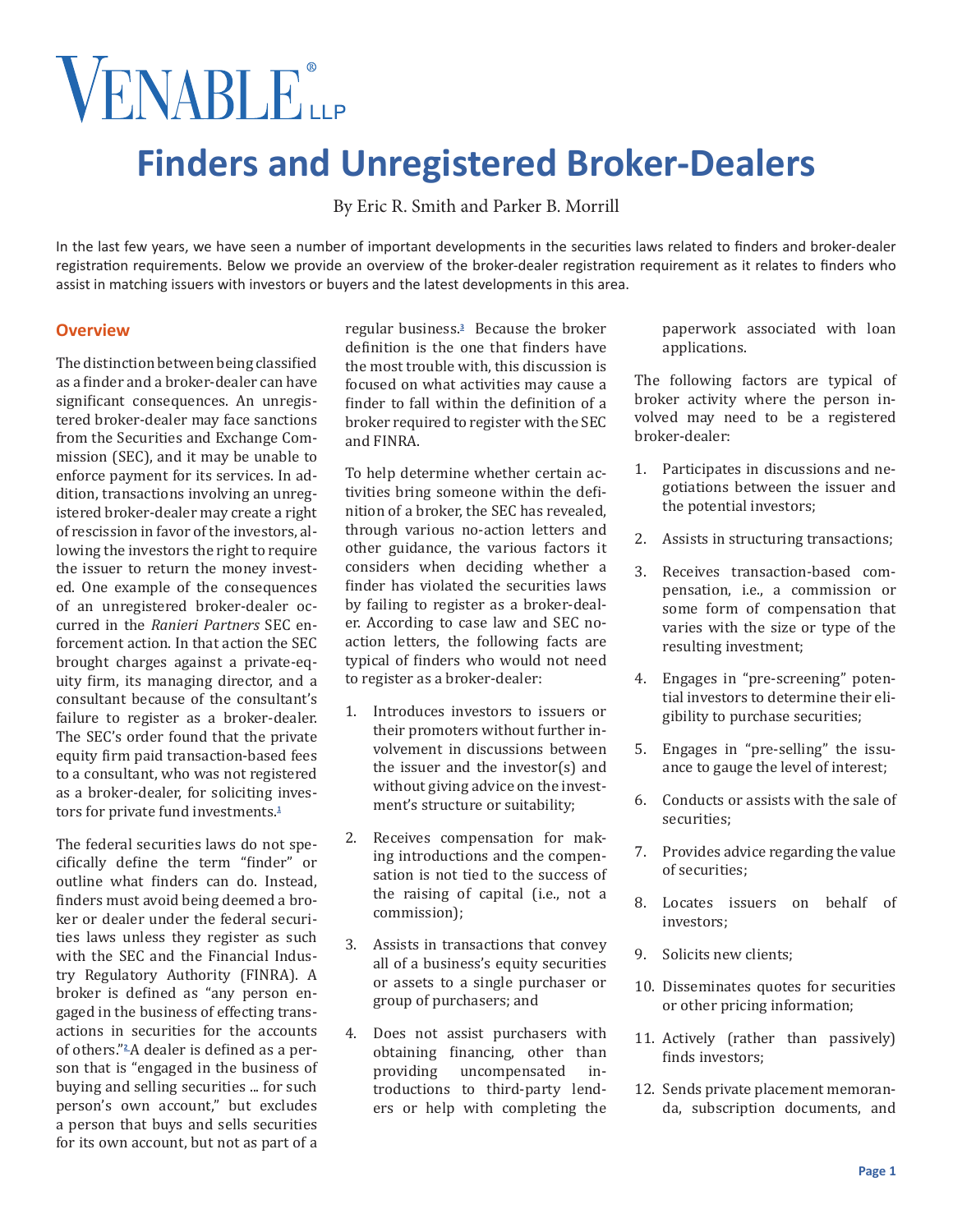# Finders and Unregistered Broker-Dealers

By Eric R. Smith and Parker B. Morrill

In the last few years, we have seen a number of important developments in the securities laws related to finders and broker-dealer registration requirements. Below we provide an overview of the broker-dealer registration requirement as it relates to finders who assist in matching issuers with investors or buyers and the latest developments in this area.

## Overview

The distinction between being classified as a finder and a broker-dealer can have significant consequences. An unregistered broker-dealer may face sanctions from the Securities and Exchange Commission (SEC), and it may be unable to enforce payment for its services. In addition, transactions involving an unregistered broker-dealer may create a right of rescission in favor of the investors, allowing the investors the right to require the issuer to return the money invested. One example of the consequences of an unregistered broker-dealer occurred in the *Ranieri Partners* SEC enforcement action. In that action the SEC brought charges against a private-equity firm, its managing director, and a consultant because of the consultant's failure to register as a broker-dealer. The SEC's order found that the private equity firm paid transaction-based fees to a consultant, who was not registered as a broker-dealer, for soliciting investors for private fund investments.[1]

The federal securities laws do not specifically define the term "finder" or outline what finders can do. Instead, finders must avoid being deemed a broker or dealer under the federal securities laws unless they register as such with the SEC and the Financial Industry Regulatory Authority (FINRA). A broker is defined as "any person engaged in the business of effecting transactions in securities for the accounts of others."[2] A dealer is defined as a person that is "engaged in the business of buying and selling securities ... for such person's own account," but excludes a person that buys and sells securities for its own account, but not as part of a regular business.[3] Because the broker definition is the one that finders have the most trouble with, this discussion is focused on what activities may cause a finder to fall within the definition of a broker required to register with the SEC and FINRA.

To help determine whether certain activities bring someone within the definition of a broker, the SEC has revealed, through various no-action letters and other guidance, the various factors it considers when deciding whether a finder has violated the securities laws by failing to register as a broker-dealer. According to case law and SEC no-action letters, the following facts are typical of finders who would not need to register as a broker-dealer:

1. Introduces investors to issuers or their promoters without further involvement in discussions between the issuer and the investor(s) and without giving advice on the investment's structure or suitability;
2. Receives compensation for making introductions and the compensation is not tied to the success of the raising of capital (i.e., not a commission);
3. Assists in transactions that convey all of a business's equity securities or assets to a single purchaser or group of purchasers; and
4. Does not assist purchasers with obtaining financing, other than providing uncompensated introductions to third-party lenders or help with completing the paperwork associated with loan applications.

The following factors are typical of broker activity where the person involved may need to be a registered broker-dealer:

1. Participates in discussions and negotiations between the issuer and the potential investors;
2. Assists in structuring transactions;
3. Receives transaction-based compensation, i.e., a commission or some form of compensation that varies with the size or type of the resulting investment;
4. Engages in "pre-screening" potential investors to determine their eligibility to purchase securities;
5. Engages in "pre-selling" the issuance to gauge the level of interest;
6. Conducts or assists with the sale of securities;
7. Provides advice regarding the value of securities;
8. Locates issuers on behalf of investors;
9. Solicits new clients;
10. Disseminates quotes for securities or other pricing information;
11. Actively (rather than passively) finds investors;
12. Sends private placement memoranda, subscription documents, and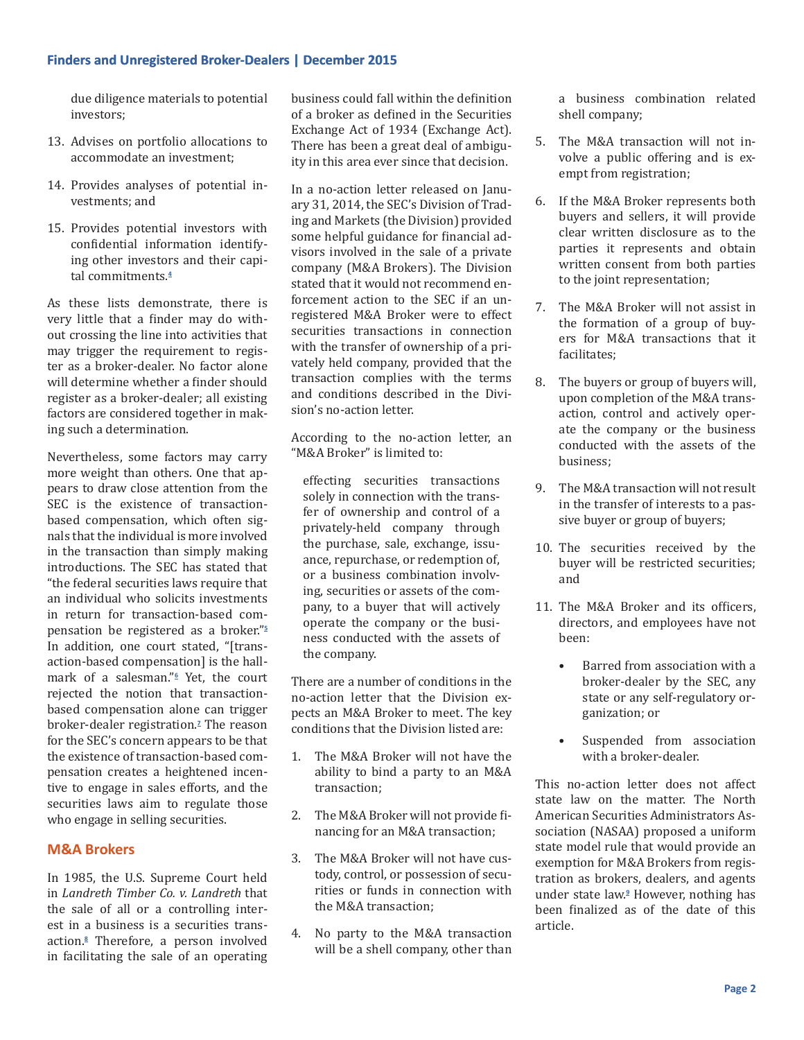due diligence materials to potential investors;

13. Advises on portfolio allocations to accommodate an investment;

14. Provides analyses of potential investments; and

15. Provides potential investors with confidential information identifying other investors and their capital commitments.[4]

As these lists demonstrate, there is very little that a finder may do without crossing the line into activities that may trigger the requirement to register as a broker-dealer. No factor alone will determine whether a finder should register as a broker-dealer; all existing factors are considered together in making such a determination.

Nevertheless, some factors may carry more weight than others. One that appears to draw close attention from the SEC is the existence of transaction-based compensation, which often signals that the individual is more involved in the transaction than simply making introductions. The SEC has stated that "the federal securities laws require that an individual who solicits investments in return for transaction-based compensation be registered as a broker."[5] In addition, one court stated, "[transaction-based compensation] is the hallmark of a salesman."[6] Yet, the court rejected the notion that transaction-based compensation alone can trigger broker-dealer registration.[7] The reason for the SEC's concern appears to be that the existence of transaction-based compensation creates a heightened incentive to engage in sales efforts, and the securities laws aim to regulate those who engage in selling securities.

## M&A Brokers

In 1985, the U.S. Supreme Court held in *Landreth Timber Co. v. Landreth* that the sale of all or a controlling interest in a business is a securities transaction.[8] Therefore, a person involved in facilitating the sale of an operating business could fall within the definition of a broker as defined in the Securities Exchange Act of 1934 (Exchange Act). There has been a great deal of ambiguity in this area ever since that decision.

In a no-action letter released on January 31, 2014, the SEC's Division of Trading and Markets (the Division) provided some helpful guidance for financial advisors involved in the sale of a private company (M&A Brokers). The Division stated that it would not recommend enforcement action to the SEC if an unregistered M&A Broker were to effect securities transactions in connection with the transfer of ownership of a privately held company, provided that the transaction complies with the terms and conditions described in the Division's no-action letter.

According to the no-action letter, an "M&A Broker" is limited to:

> effecting securities transactions solely in connection with the transfer of ownership and control of a privately-held company through the purchase, sale, exchange, issuance, repurchase, or redemption of, or a business combination involving, securities or assets of the company, to a buyer that will actively operate the company or the business conducted with the assets of the company.

There are a number of conditions in the no-action letter that the Division expects an M&A Broker to meet. The key conditions that the Division listed are:

1. The M&A Broker will not have the ability to bind a party to an M&A transaction;
2. The M&A Broker will not provide financing for an M&A transaction;
3. The M&A Broker will not have custody, control, or possession of securities or funds in connection with the M&A transaction;
4. No party to the M&A transaction will be a shell company, other than a business combination related shell company;
5. The M&A transaction will not involve a public offering and is exempt from registration;
6. If the M&A Broker represents both buyers and sellers, it will provide clear written disclosure as to the parties it represents and obtain written consent from both parties to the joint representation;
7. The M&A Broker will not assist in the formation of a group of buyers for M&A transactions that it facilitates;
8. The buyers or group of buyers will, upon completion of the M&A transaction, control and actively operate the company or the business conducted with the assets of the business;
9. The M&A transaction will not result in the transfer of interests to a passive buyer or group of buyers;
10. The securities received by the buyer will be restricted securities; and
11. The M&A Broker and its officers, directors, and employees have not been:
    - Barred from association with a broker-dealer by the SEC, any state or any self-regulatory organization; or
    - Suspended from association with a broker-dealer.

This no-action letter does not affect state law on the matter. The North American Securities Administrators Association (NASAA) proposed a uniform state model rule that would provide an exemption for M&A Brokers from registration as brokers, dealers, and agents under state law.[9] However, nothing has been finalized as of the date of this article.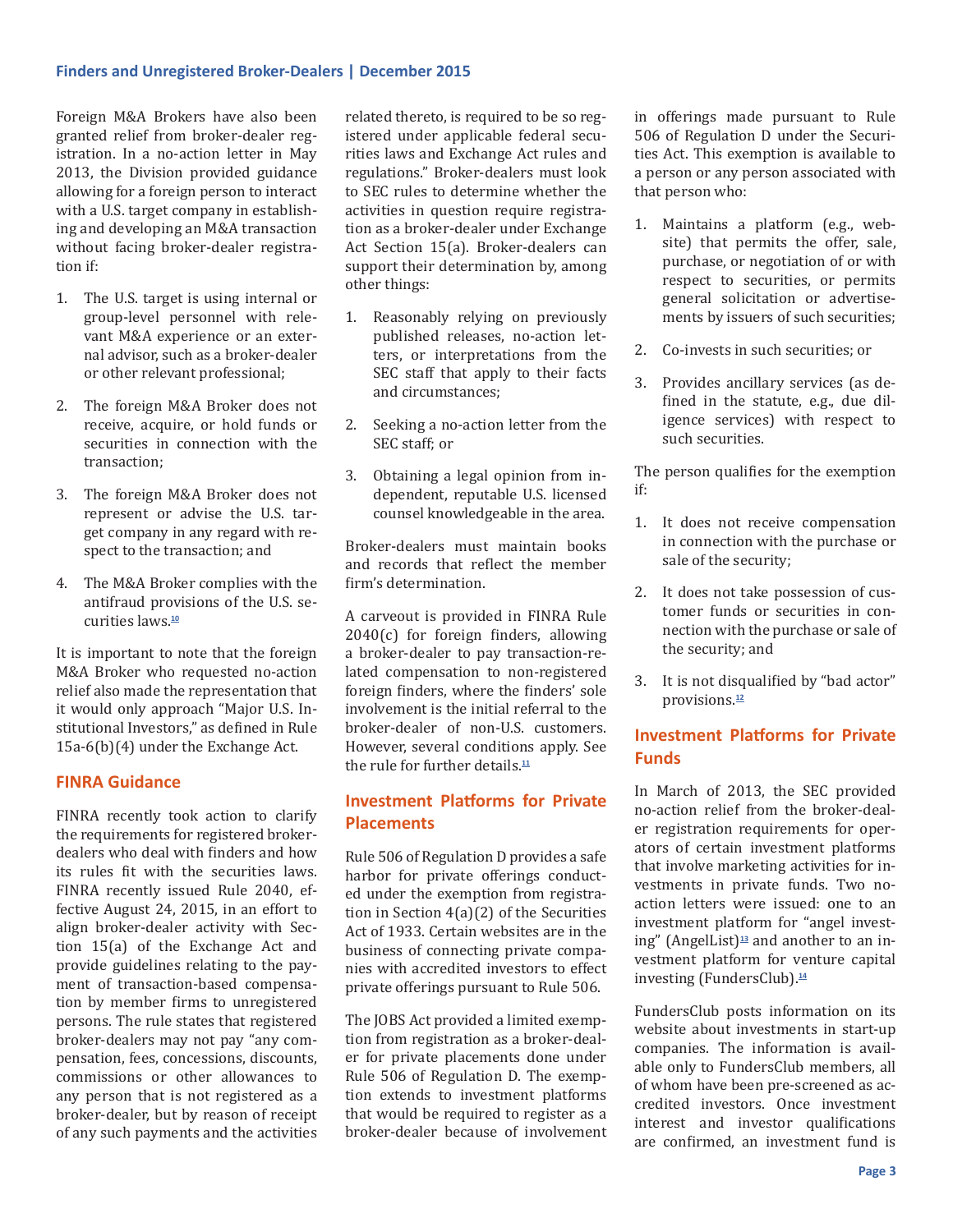Foreign M&A Brokers have also been granted relief from broker-dealer registration. In a no-action letter in May 2013, the Division provided guidance allowing for a foreign person to interact with a U.S. target company in establishing and developing an M&A transaction without facing broker-dealer registration if:

1. The U.S. target is using internal or group-level personnel with relevant M&A experience or an external advisor, such as a broker-dealer or other relevant professional;
2. The foreign M&A Broker does not receive, acquire, or hold funds or securities in connection with the transaction;
3. The foreign M&A Broker does not represent or advise the U.S. target company in any regard with respect to the transaction; and
4. The M&A Broker complies with the antifraud provisions of the U.S. securities laws.[10]

It is important to note that the foreign M&A Broker who requested no-action relief also made the representation that it would only approach "Major U.S. Institutional Investors," as defined in Rule 15a-6(b)(4) under the Exchange Act.

## FINRA Guidance

FINRA recently took action to clarify the requirements for registered broker-dealers who deal with finders and how its rules fit with the securities laws. FINRA recently issued Rule 2040, effective August 24, 2015, in an effort to align broker-dealer activity with Section 15(a) of the Exchange Act and provide guidelines relating to the payment of transaction-based compensation by member firms to unregistered persons. The rule states that registered broker-dealers may not pay "any compensation, fees, concessions, discounts, commissions or other allowances to any person that is not registered as a broker-dealer, but by reason of receipt of any such payments and the activities related thereto, is required to be so registered under applicable federal securities laws and Exchange Act rules and regulations." Broker-dealers must look to SEC rules to determine whether the activities in question require registration as a broker-dealer under Exchange Act Section 15(a). Broker-dealers can support their determination by, among other things:

1. Reasonably relying on previously published releases, no-action letters, or interpretations from the SEC staff that apply to their facts and circumstances;
2. Seeking a no-action letter from the SEC staff; or
3. Obtaining a legal opinion from independent, reputable U.S. licensed counsel knowledgeable in the area.

Broker-dealers must maintain books and records that reflect the member firm's determination.

A carveout is provided in FINRA Rule 2040(c) for foreign finders, allowing a broker-dealer to pay transaction-related compensation to non-registered foreign finders, where the finders' sole involvement is the initial referral to the broker-dealer of non-U.S. customers. However, several conditions apply. See the rule for further details.[11]

## Investment Platforms for Private Placements

Rule 506 of Regulation D provides a safe harbor for private offerings conducted under the exemption from registration in Section 4(a)(2) of the Securities Act of 1933. Certain websites are in the business of connecting private companies with accredited investors to effect private offerings pursuant to Rule 506.

The JOBS Act provided a limited exemption from registration as a broker-dealer for private placements done under Rule 506 of Regulation D. The exemption extends to investment platforms that would be required to register as a broker-dealer because of involvement in offerings made pursuant to Rule 506 of Regulation D under the Securities Act. This exemption is available to a person or any person associated with that person who:

1. Maintains a platform (e.g., website) that permits the offer, sale, purchase, or negotiation of or with respect to securities, or permits general solicitation or advertisements by issuers of such securities;
2. Co-invests in such securities; or
3. Provides ancillary services (as defined in the statute, e.g., due diligence services) with respect to such securities.

The person qualifies for the exemption if:

1. It does not receive compensation in connection with the purchase or sale of the security;
2. It does not take possession of customer funds or securities in connection with the purchase or sale of the security; and
3. It is not disqualified by "bad actor" provisions.[12]

## Investment Platforms for Private Funds

In March of 2013, the SEC provided no-action relief from the broker-dealer registration requirements for operators of certain investment platforms that involve marketing activities for investments in private funds. Two no-action letters were issued: one to an investment platform for "angel investing" (AngelList)[13] and another to an investment platform for venture capital investing (FundersClub).[14]

FundersClub posts information on its website about investments in start-up companies. The information is available only to FundersClub members, all of whom have been pre-screened as accredited investors. Once investment interest and investor qualifications are confirmed, an investment fund is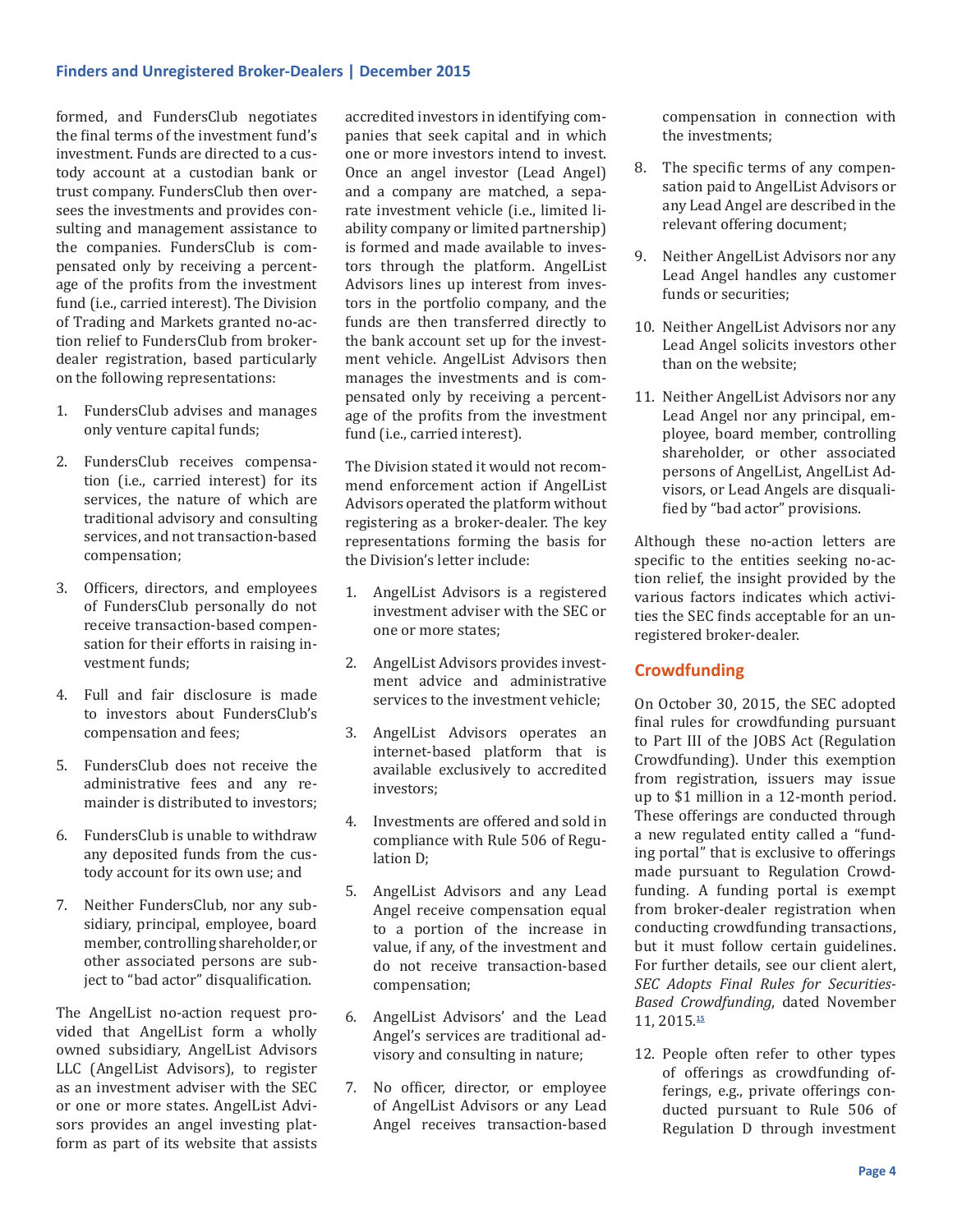formed, and FundersClub negotiates the final terms of the investment fund's investment. Funds are directed to a custody account at a custodian bank or trust company. FundersClub then oversees the investments and provides consulting and management assistance to the companies. FundersClub is compensated only by receiving a percentage of the profits from the investment fund (i.e., carried interest). The Division of Trading and Markets granted no-action relief to FundersClub from broker-dealer registration, based particularly on the following representations:

1. FundersClub advises and manages only venture capital funds;
2. FundersClub receives compensation (i.e., carried interest) for its services, the nature of which are traditional advisory and consulting services, and not transaction-based compensation;
3. Officers, directors, and employees of FundersClub personally do not receive transaction-based compensation for their efforts in raising investment funds;
4. Full and fair disclosure is made to investors about FundersClub's compensation and fees;
5. FundersClub does not receive the administrative fees and any remainder is distributed to investors;
6. FundersClub is unable to withdraw any deposited funds from the custody account for its own use; and
7. Neither FundersClub, nor any subsidiary, principal, employee, board member, controlling shareholder, or other associated persons are subject to "bad actor" disqualification.

The AngelList no-action request provided that AngelList form a wholly owned subsidiary, AngelList Advisors LLC (AngelList Advisors), to register as an investment adviser with the SEC or one or more states. AngelList Advisors provides an angel investing platform as part of its website that assists accredited investors in identifying companies that seek capital and in which one or more investors intend to invest. Once an angel investor (Lead Angel) and a company are matched, a separate investment vehicle (i.e., limited liability company or limited partnership) is formed and made available to investors through the platform. AngelList Advisors lines up interest from investors in the portfolio company, and the funds are then transferred directly to the bank account set up for the investment vehicle. AngelList Advisors then manages the investments and is compensated only by receiving a percentage of the profits from the investment fund (i.e., carried interest).

The Division stated it would not recommend enforcement action if AngelList Advisors operated the platform without registering as a broker-dealer. The key representations forming the basis for the Division's letter include:

1. AngelList Advisors is a registered investment adviser with the SEC or one or more states;
2. AngelList Advisors provides investment advice and administrative services to the investment vehicle;
3. AngelList Advisors operates an internet-based platform that is available exclusively to accredited investors;
4. Investments are offered and sold in compliance with Rule 506 of Regulation D;
5. AngelList Advisors and any Lead Angel receive compensation equal to a portion of the increase in value, if any, of the investment and do not receive transaction-based compensation;
6. AngelList Advisors' and the Lead Angel's services are traditional advisory and consulting in nature;
7. No officer, director, or employee of AngelList Advisors or any Lead Angel receives transaction-based compensation in connection with the investments;
8. The specific terms of any compensation paid to AngelList Advisors or any Lead Angel are described in the relevant offering document;
9. Neither AngelList Advisors nor any Lead Angel handles any customer funds or securities;
10. Neither AngelList Advisors nor any Lead Angel solicits investors other than on the website;
11. Neither AngelList Advisors nor any Lead Angel nor any principal, employee, board member, controlling shareholder, or other associated persons of AngelList, AngelList Advisors, or Lead Angels are disqualified by "bad actor" provisions.

Although these no-action letters are specific to the entities seeking no-action relief, the insight provided by the various factors indicates which activities the SEC finds acceptable for an unregistered broker-dealer.

## Crowdfunding

On October 30, 2015, the SEC adopted final rules for crowdfunding pursuant to Part III of the JOBS Act (Regulation Crowdfunding). Under this exemption from registration, issuers may issue up to $1 million in a 12-month period. These offerings are conducted through a new regulated entity called a "funding portal" that is exclusive to offerings made pursuant to Regulation Crowdfunding. A funding portal is exempt from broker-dealer registration when conducting crowdfunding transactions, but it must follow certain guidelines. For further details, see our client alert, *SEC Adopts Final Rules for Securities-Based Crowdfunding*, dated November 11, 2015.[15]

12. People often refer to other types of offerings as crowdfunding offerings, e.g., private offerings conducted pursuant to Rule 506 of Regulation D through investment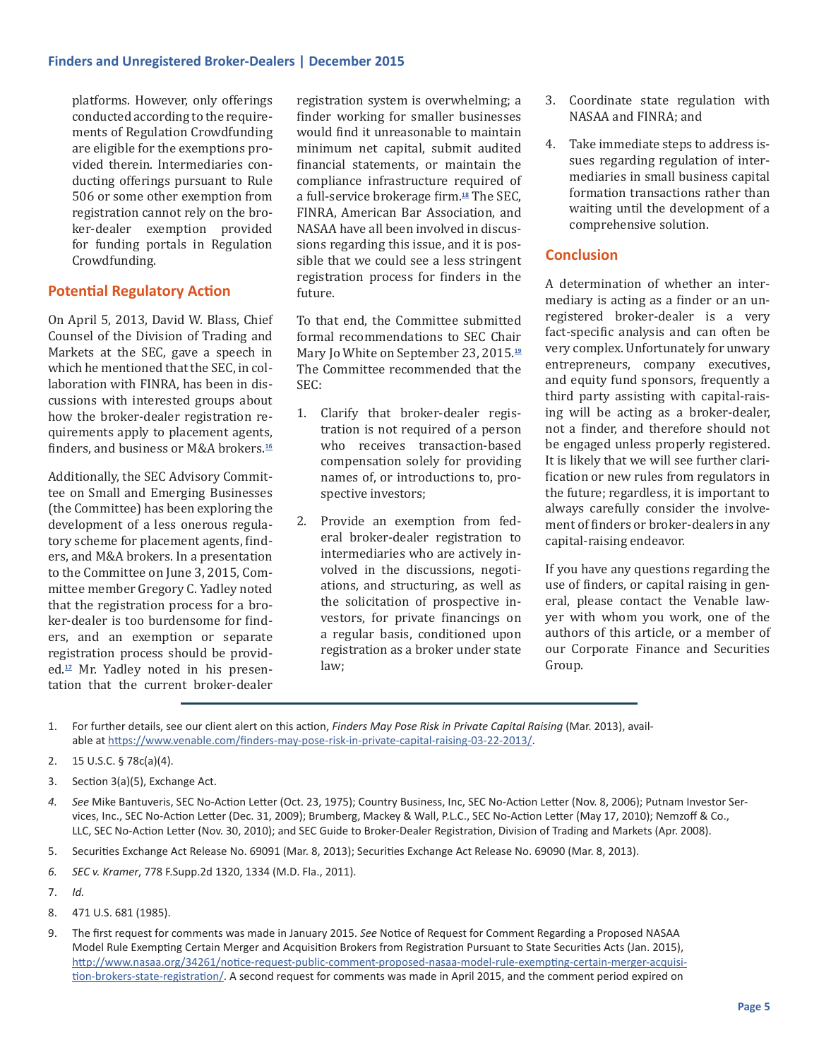platforms. However, only offerings conducted according to the requirements of Regulation Crowdfunding are eligible for the exemptions provided therein. Intermediaries conducting offerings pursuant to Rule 506 or some other exemption from registration cannot rely on the broker-dealer exemption provided for funding portals in Regulation Crowdfunding.

## Potential Regulatory Action

On April 5, 2013, David W. Blass, Chief Counsel of the Division of Trading and Markets at the SEC, gave a speech in which he mentioned that the SEC, in collaboration with FINRA, has been in discussions with interested groups about how the broker-dealer registration requirements apply to placement agents, finders, and business or M&A brokers.[16]

Additionally, the SEC Advisory Committee on Small and Emerging Businesses (the Committee) has been exploring the development of a less onerous regulatory scheme for placement agents, finders, and M&A brokers. In a presentation to the Committee on June 3, 2015, Committee member Gregory C. Yadley noted that the registration process for a broker-dealer is too burdensome for finders, and an exemption or separate registration process should be provided.[17] Mr. Yadley noted in his presentation that the current broker-dealer registration system is overwhelming; a finder working for smaller businesses would find it unreasonable to maintain minimum net capital, submit audited financial statements, or maintain the compliance infrastructure required of a full-service brokerage firm.[18] The SEC, FINRA, American Bar Association, and NASAA have all been involved in discussions regarding this issue, and it is possible that we could see a less stringent registration process for finders in the future.

To that end, the Committee submitted formal recommendations to SEC Chair Mary Jo White on September 23, 2015.[19] The Committee recommended that the SEC:

1. Clarify that broker-dealer registration is not required of a person who receives transaction-based compensation solely for providing names of, or introductions to, prospective investors;
2. Provide an exemption from federal broker-dealer registration to intermediaries who are actively involved in the discussions, negotiations, and structuring, as well as the solicitation of prospective investors, for private financings on a regular basis, conditioned upon registration as a broker under state law;
3. Coordinate state regulation with NASAA and FINRA; and
4. Take immediate steps to address issues regarding regulation of intermediaries in small business capital formation transactions rather than waiting until the development of a comprehensive solution.

## Conclusion

A determination of whether an intermediary is acting as a finder or an unregistered broker-dealer is a very fact-specific analysis and can often be very complex. Unfortunately for unwary entrepreneurs, company executives, and equity fund sponsors, frequently a third party assisting with capital-raising will be acting as a broker-dealer, not a finder, and therefore should not be engaged unless properly registered. It is likely that we will see further clarification or new rules from regulators in the future; regardless, it is important to always carefully consider the involvement of finders or broker-dealers in any capital-raising endeavor.

If you have any questions regarding the use of finders, or capital raising in general, please contact the Venable lawyer with whom you work, one of the authors of this article, or a member of our Corporate Finance and Securities Group.

---

1. For further details, see our client alert on this action, *Finders May Pose Risk in Private Capital Raising* (Mar. 2013), available at https://www.venable.com/finders-may-pose-risk-in-private-capital-raising-03-22-2013/.
2. 15 U.S.C. § 78c(a)(4).
3. Section 3(a)(5), Exchange Act.
4. *See* Mike Bantuveris, SEC No-Action Letter (Oct. 23, 1975); Country Business, Inc, SEC No-Action Letter (Nov. 8, 2006); Putnam Investor Services, Inc., SEC No-Action Letter (Dec. 31, 2009); Brumberg, Mackey & Wall, P.L.C., SEC No-Action Letter (May 17, 2010); Nemzoff & Co., LLC, SEC No-Action Letter (Nov. 30, 2010); and SEC Guide to Broker-Dealer Registration, Division of Trading and Markets (Apr. 2008).
5. Securities Exchange Act Release No. 69091 (Mar. 8, 2013); Securities Exchange Act Release No. 69090 (Mar. 8, 2013).
6. *SEC v. Kramer*, 778 F.Supp.2d 1320, 1334 (M.D. Fla., 2011).
7. *Id.*
8. 471 U.S. 681 (1985).
9. The first request for comments was made in January 2015. *See* Notice of Request for Comment Regarding a Proposed NASAA Model Rule Exempting Certain Merger and Acquisition Brokers from Registration Pursuant to State Securities Acts (Jan. 2015), http://www.nasaa.org/34261/notice-request-public-comment-proposed-nasaa-model-rule-exempting-certain-merger-acquisition-brokers-state-registration/. A second request for comments was made in April 2015, and the comment period expired on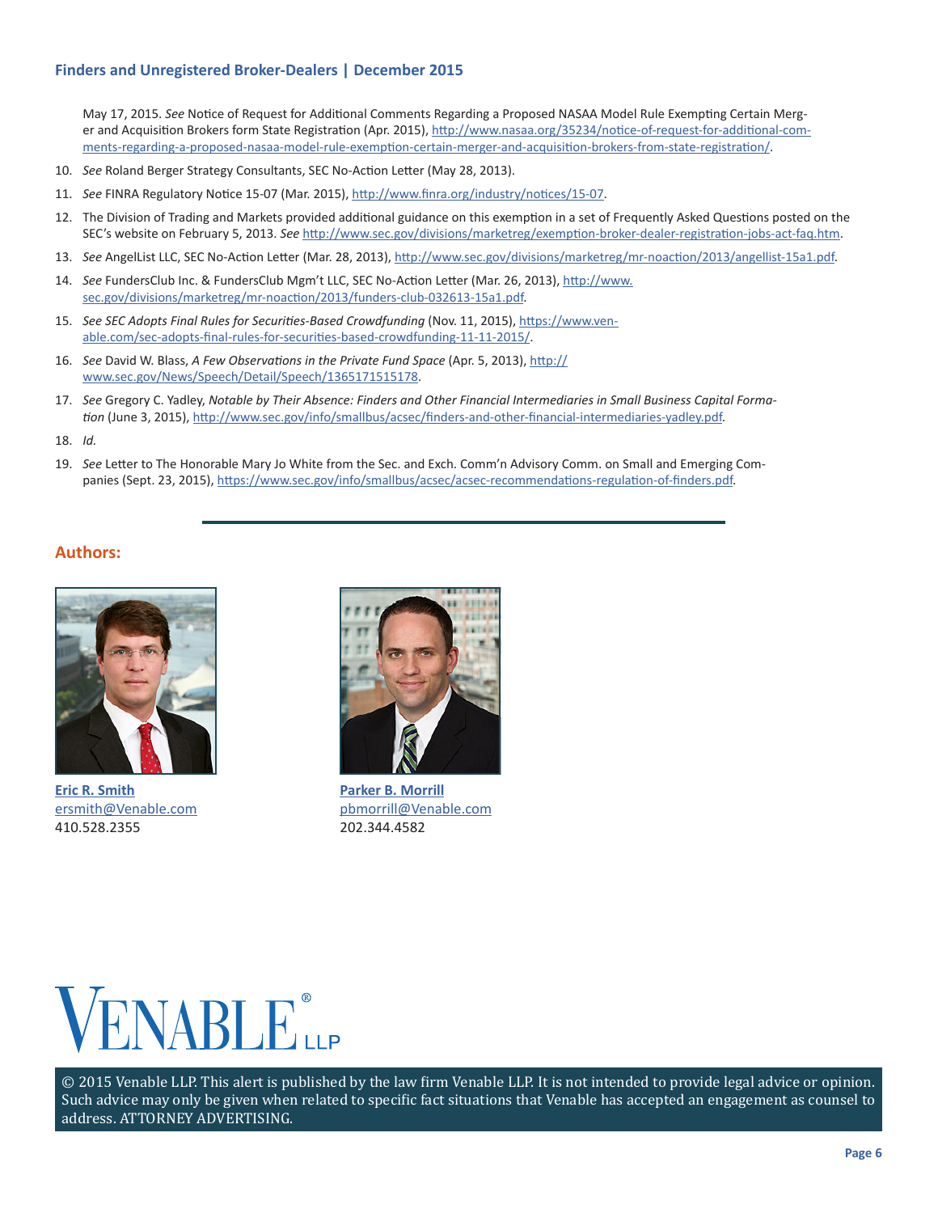May 17, 2015. *See* Notice of Request for Additional Comments Regarding a Proposed NASAA Model Rule Exempting Certain Merger and Acquisition Brokers form State Registration (Apr. 2015), http://www.nasaa.org/35234/notice-of-request-for-additional-comments-regarding-a-proposed-nasaa-model-rule-exemption-certain-merger-and-acquisition-brokers-from-state-registration/.

10. *See* Roland Berger Strategy Consultants, SEC No-Action Letter (May 28, 2013).
11. *See* FINRA Regulatory Notice 15-07 (Mar. 2015), http://www.finra.org/industry/notices/15-07.
12. The Division of Trading and Markets provided additional guidance on this exemption in a set of Frequently Asked Questions posted on the SEC's website on February 5, 2013. *See* http://www.sec.gov/divisions/marketreg/exemption-broker-dealer-registration-jobs-act-faq.htm.
13. *See* AngelList LLC, SEC No-Action Letter (Mar. 28, 2013), http://www.sec.gov/divisions/marketreg/mr-noaction/2013/angellist-15a1.pdf.
14. *See* FundersClub Inc. & FundersClub Mgm't LLC, SEC No-Action Letter (Mar. 26, 2013), http://www.sec.gov/divisions/marketreg/mr-noaction/2013/funders-club-032613-15a1.pdf.
15. *See SEC Adopts Final Rules for Securities-Based Crowdfunding* (Nov. 11, 2015), https://www.venable.com/sec-adopts-final-rules-for-securities-based-crowdfunding-11-11-2015/.
16. *See* David W. Blass, *A Few Observations in the Private Fund Space* (Apr. 5, 2013), http://www.sec.gov/News/Speech/Detail/Speech/1365171515178.
17. *See* Gregory C. Yadley, *Notable by Their Absence: Finders and Other Financial Intermediaries in Small Business Capital Formation* (June 3, 2015), http://www.sec.gov/info/smallbus/acsec/finders-and-other-financial-intermediaries-yadley.pdf.
18. *Id.*
19. *See* Letter to The Honorable Mary Jo White from the Sec. and Exch. Comm'n Advisory Comm. on Small and Emerging Companies (Sept. 23, 2015), https://www.sec.gov/info/smallbus/acsec/acsec-recommendations-regulation-of-finders.pdf.

## Authors:

**Eric R. Smith**
ersmith@Venable.com
410.528.2355

**Parker B. Morrill**
pbmorrill@Venable.com
202.344.4582

VENABLE® LLP

© 2015 Venable LLP. This alert is published by the law firm Venable LLP. It is not intended to provide legal advice or opinion. Such advice may only be given when related to specific fact situations that Venable has accepted an engagement as counsel to address. ATTORNEY ADVERTISING.